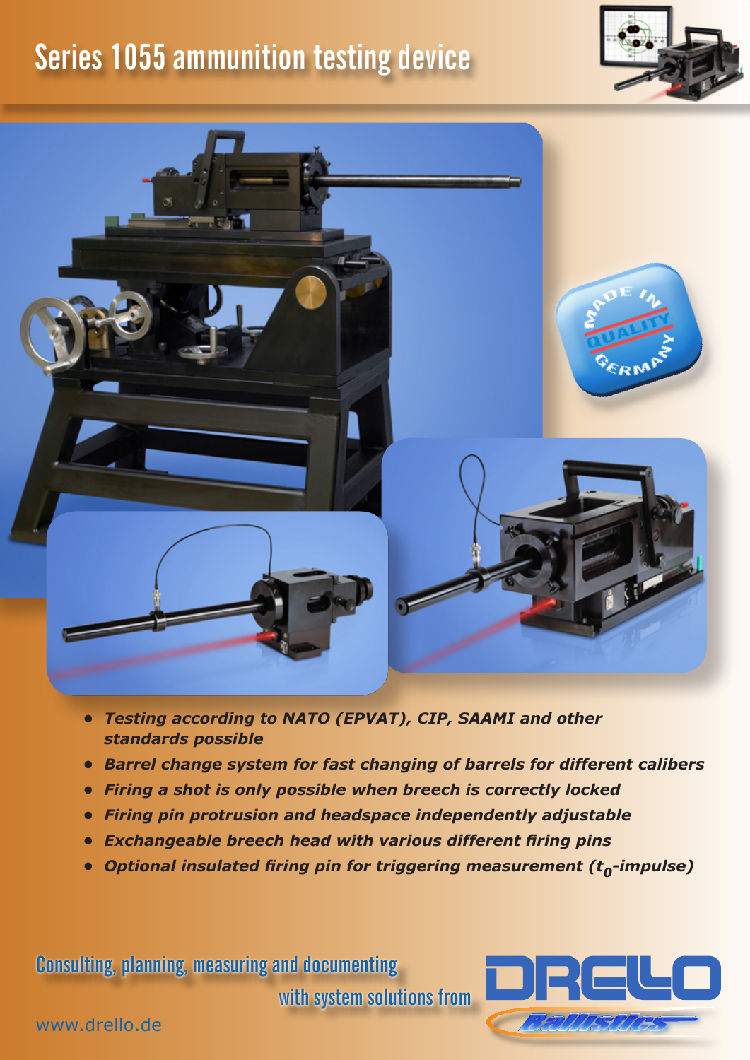# Series 1055 ammunition testing device

- ***Testing according to NATO (EPVAT), CIP, SAAMI and other standards possible***
- ***Barrel change system for fast changing of barrels for different calibers***
- ***Firing a shot is only possible when breech is correctly locked***
- ***Firing pin protrusion and headspace independently adjustable***
- ***Exchangeable breech head with various different firing pins***
- ***Optional insulated firing pin for triggering measurement ($t_0$-impulse)***

Consulting, planning, measuring and documenting with system solutions from

DRELLO Ballistics

www.drello.de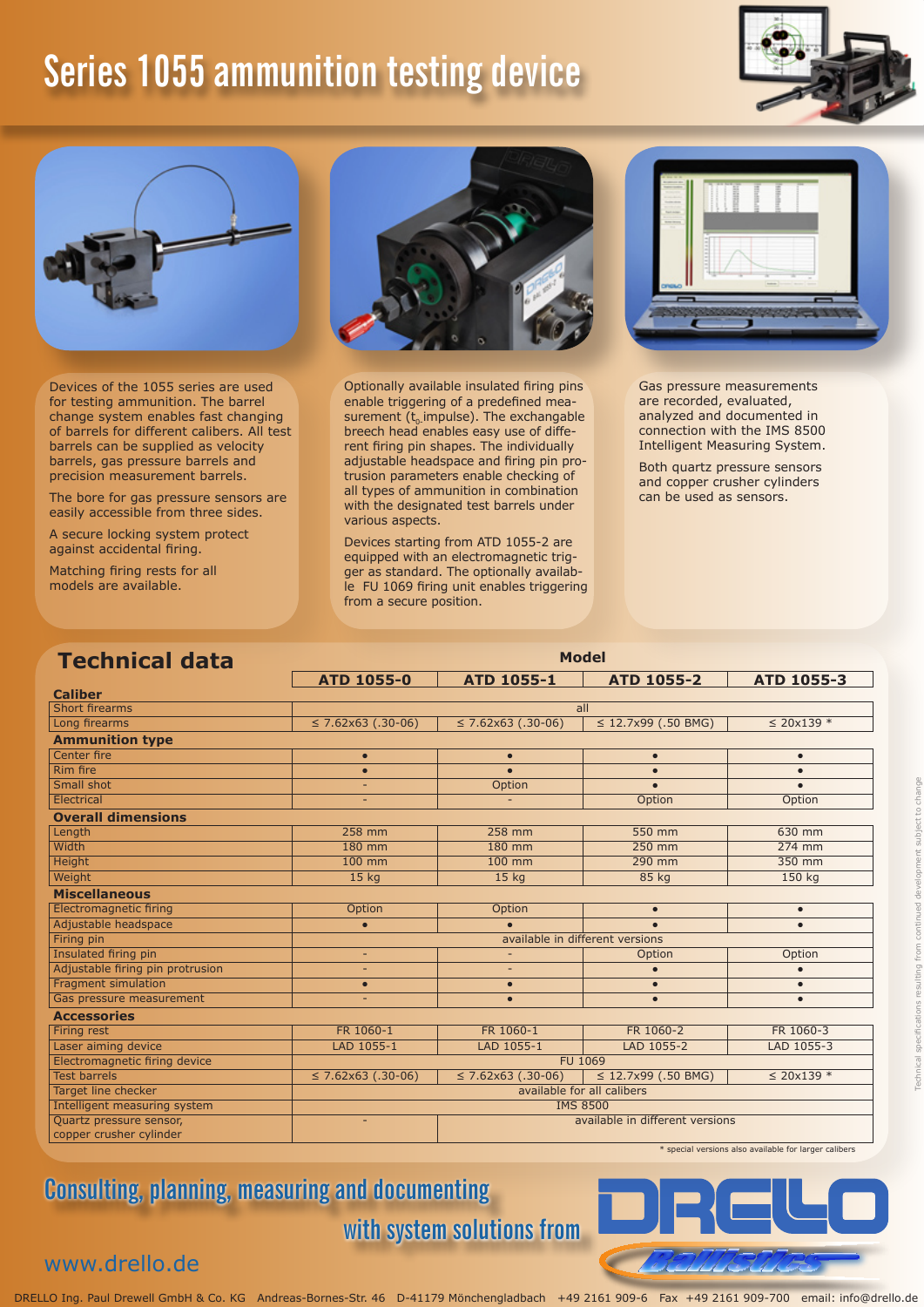# Series 1055 ammunition testing device

Devices of the 1055 series are used for testing ammunition. The barrel change system enables fast changing of barrels for different calibers. All test barrels can be supplied as velocity barrels, gas pressure barrels and precision measurement barrels.

The bore for gas pressure sensors are easily accessible from three sides.

A secure locking system protect against accidental firing.

Matching firing rests for all models are available.

Optionally available insulated firing pins enable triggering of a predefined measurement ($t_0$ impulse). The exchangable breech head enables easy use of different firing pin shapes. The individually adjustable headspace and firing pin protrusion parameters enable checking of all types of ammunition in combination with the designated test barrels under various aspects.

Devices starting from ATD 1055-2 are equipped with an electromagnetic trigger as standard. The optionally available FU 1069 firing unit enables triggering from a secure position.

Gas pressure measurements are recorded, evaluated, analyzed and documented in connection with the IMS 8500 Intelligent Measuring System.

Both quartz pressure sensors and copper crusher cylinders can be used as sensors.

## Technical data

| | Model | | | |
|---|---|---|---|---|
| | ATD 1055-0 | ATD 1055-1 | ATD 1055-2 | ATD 1055-3 |
| **Caliber** | | | | |
| Short firearms | all | | | |
| Long firearms | ≤ 7.62x63 (.30-06) | ≤ 7.62x63 (.30-06) | ≤ 12.7x99 (.50 BMG) | ≤ 20x139 * |
| **Ammunition type** | | | | |
| Center fire | • | • | • | • |
| Rim fire | • | • | • | • |
| Small shot | - | Option | • | • |
| Electrical | - | - | Option | Option |
| **Overall dimensions** | | | | |
| Length | 258 mm | 258 mm | 550 mm | 630 mm |
| Width | 180 mm | 180 mm | 250 mm | 274 mm |
| Height | 100 mm | 100 mm | 290 mm | 350 mm |
| Weight | 15 kg | 15 kg | 85 kg | 150 kg |
| **Miscellaneous** | | | | |
| Electromagnetic firing | Option | Option | • | • |
| Adjustable headspace | • | • | • | • |
| Firing pin | available in different versions | | | |
| Insulated firing pin | - | - | Option | Option |
| Adjustable firing pin protrusion | - | - | • | • |
| Fragment simulation | • | • | • | • |
| Gas pressure measurement | - | • | • | • |
| **Accessories** | | | | |
| Firing rest | FR 1060-1 | FR 1060-1 | FR 1060-2 | FR 1060-3 |
| Laser aiming device | LAD 1055-1 | LAD 1055-1 | LAD 1055-2 | LAD 1055-3 |
| Electromagnetic firing device | FU 1069 | | | |
| Test barrels | ≤ 7.62x63 (.30-06) | ≤ 7.62x63 (.30-06) | ≤ 12.7x99 (.50 BMG) | ≤ 20x139 * |
| Target line checker | available for all calibers | | | |
| Intelligent measuring system | IMS 8500 | | | |
| Quartz pressure sensor, copper crusher cylinder | - | available in different versions | | |

\* special versions also available for larger calibers

Technical specifications resulting from continued development subject to change

Consulting, planning, measuring and documenting with system solutions from DRELLO Ballistics

www.drello.de

DRELLO Ing. Paul Drewell GmbH & Co. KG Andreas-Bornes-Str. 46 D-41179 Mönchengladbach +49 2161 909-6 Fax +49 2161 909-700 email: info@drello.de